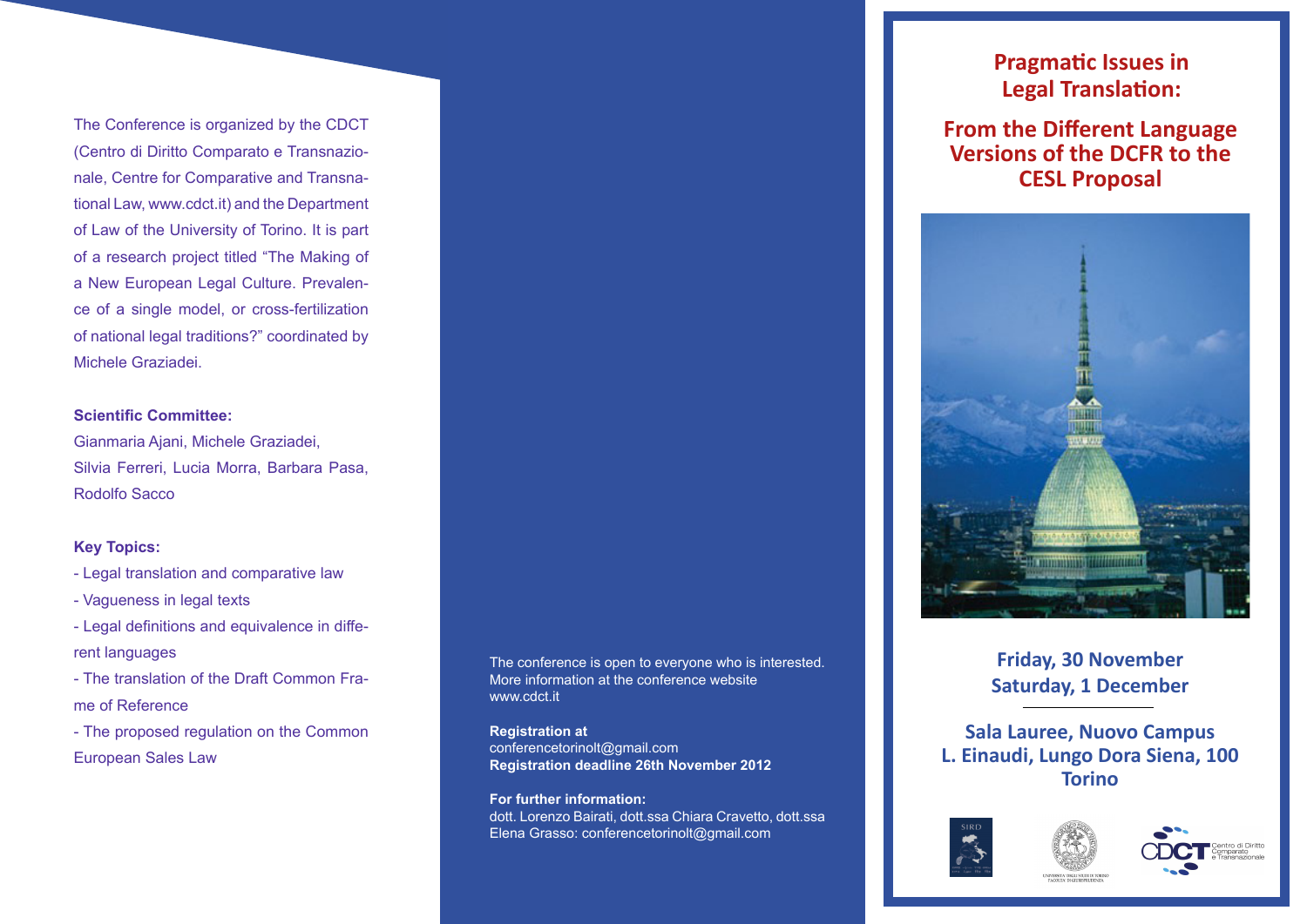The Conference is organized by the CDCT (Centro di Diritto Comparato e Transnazionale, Centre for Comparative and Transnational Law, www.cdct.it) and the Department of Law of the University of Torino. It is part of a research project titled "The Making of a New European Legal Culture. Prevalence of a single model, or cross-fertilization of national legal traditions?" coordinated by Michele Graziadei.

**Scientific Committee:**
Gianmaria Ajani, Michele Graziadei, Silvia Ferreri, Lucia Morra, Barbara Pasa, Rodolfo Sacco

**Key Topics:**

- Legal translation and comparative law
- Vagueness in legal texts
- Legal definitions and equivalence in different languages
- The translation of the Draft Common Frame of Reference
- The proposed regulation on the Common European Sales Law

The conference is open to everyone who is interested.
More information at the conference website
www.cdct.it

**Registration at**
conferencetorinolt@gmail.com
**Registration deadline 26th November 2012**

**For further information:**
dott. Lorenzo Bairati, dott.ssa Chiara Cravetto, dott.ssa Elena Grasso: conferencetorinolt@gmail.com

# Pragmatic Issues in Legal Translation:

## From the Different Language Versions of the DCFR to the CESL Proposal

**Friday, 30 November**
**Saturday, 1 December**

**Sala Lauree, Nuovo Campus L. Einaudi, Lungo Dora Siena, 100 Torino**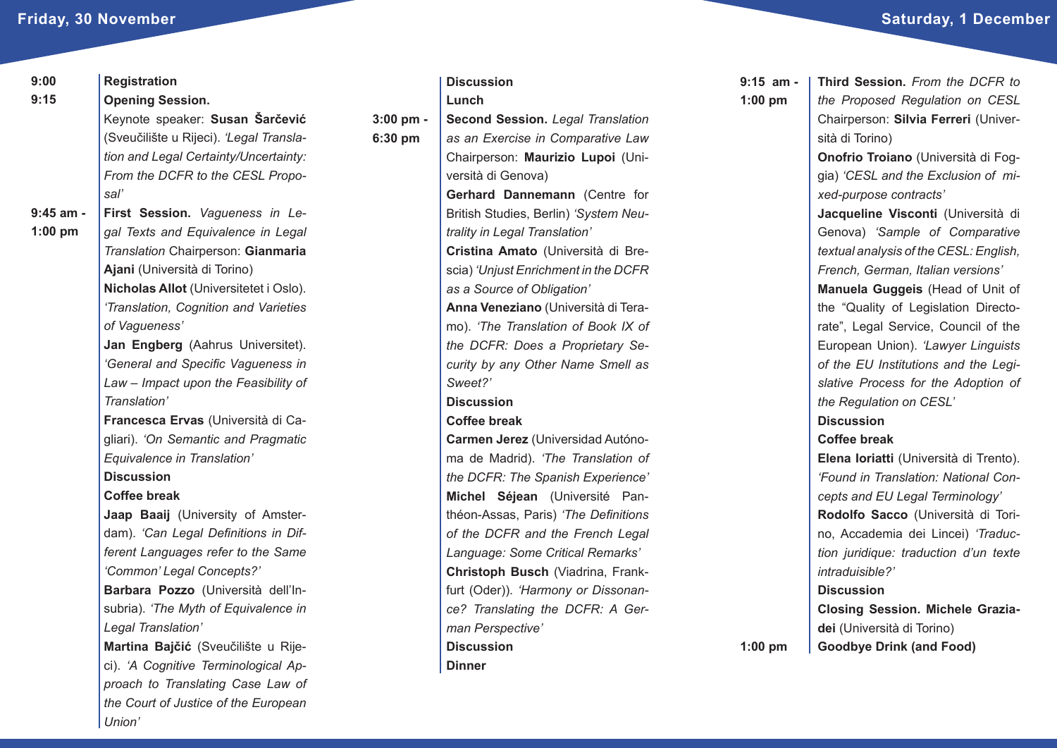## Friday, 30 November

**9:00** **Registration**

**9:15** **Opening Session.**
Keynote speaker: **Susan Šarčević** (Sveučilište u Rijeci). *'Legal Translation and Legal Certainty/Uncertainty: From the DCFR to the CESL Proposal'*

**9:45 am - 1:00 pm** **First Session.** *Vagueness in Legal Texts and Equivalence in Legal Translation* Chairperson: **Gianmaria Ajani** (Università di Torino)

**Nicholas Allot** (Universitetet i Oslo). *'Translation, Cognition and Varieties of Vagueness'*

**Jan Engberg** (Aahrus Universitet). *'General and Specific Vagueness in Law – Impact upon the Feasibility of Translation'*

**Francesca Ervas** (Università di Cagliari). *'On Semantic and Pragmatic Equivalence in Translation'*

**Discussion**

**Coffee break**

**Jaap Baaij** (University of Amsterdam). *'Can Legal Definitions in Different Languages refer to the Same 'Common' Legal Concepts?'*

**Barbara Pozzo** (Università dell'Insubria). *'The Myth of Equivalence in Legal Translation'*

**Martina Bajčić** (Sveučilište u Rijeci). *'A Cognitive Terminological Approach to Translating Case Law of the Court of Justice of the European Union'*

**Discussion**

**Lunch**

**3:00 pm - 6:30 pm** **Second Session.** *Legal Translation as an Exercise in Comparative Law* Chairperson: **Maurizio Lupoi** (Università di Genova)

**Gerhard Dannemann** (Centre for British Studies, Berlin) *'System Neutrality in Legal Translation'*

**Cristina Amato** (Università di Brescia) *'Unjust Enrichment in the DCFR as a Source of Obligation'*

**Anna Veneziano** (Università di Teramo). *'The Translation of Book IX of the DCFR: Does a Proprietary Security by any Other Name Smell as Sweet?'*

**Discussion**

**Coffee break**

**Carmen Jerez** (Universidad Autónoma de Madrid). *'The Translation of the DCFR: The Spanish Experience'*

**Michel Séjean** (Université Panthéon-Assas, Paris) *'The Definitions of the DCFR and the French Legal Language: Some Critical Remarks'*

**Christoph Busch** (Viadrina, Frankfurt (Oder)). *'Harmony or Dissonance? Translating the DCFR: A German Perspective'*

**Discussion**

**Dinner**

## Saturday, 1 December

**9:15 am - 1:00 pm** **Third Session.** *From the DCFR to the Proposed Regulation on CESL* Chairperson: **Silvia Ferreri** (Università di Torino)

**Onofrio Troiano** (Università di Foggia) *'CESL and the Exclusion of mixed-purpose contracts'*

**Jacqueline Visconti** (Università di Genova) *'Sample of Comparative textual analysis of the CESL: English, French, German, Italian versions'*

**Manuela Guggeis** (Head of Unit of the "Quality of Legislation Directorate", Legal Service, Council of the European Union). *'Lawyer Linguists of the EU Institutions and the Legislative Process for the Adoption of the Regulation on CESL'*

**Discussion**

**Coffee break**

**Elena Ioriatti** (Università di Trento). *'Found in Translation: National Concepts and EU Legal Terminology'*

**Rodolfo Sacco** (Università di Torino, Accademia dei Lincei) *'Traduction juridique: traduction d'un texte intraduisible?'*

**Discussion**

**Closing Session. Michele Graziadei** (Università di Torino)

**1:00 pm** **Goodbye Drink (and Food)**